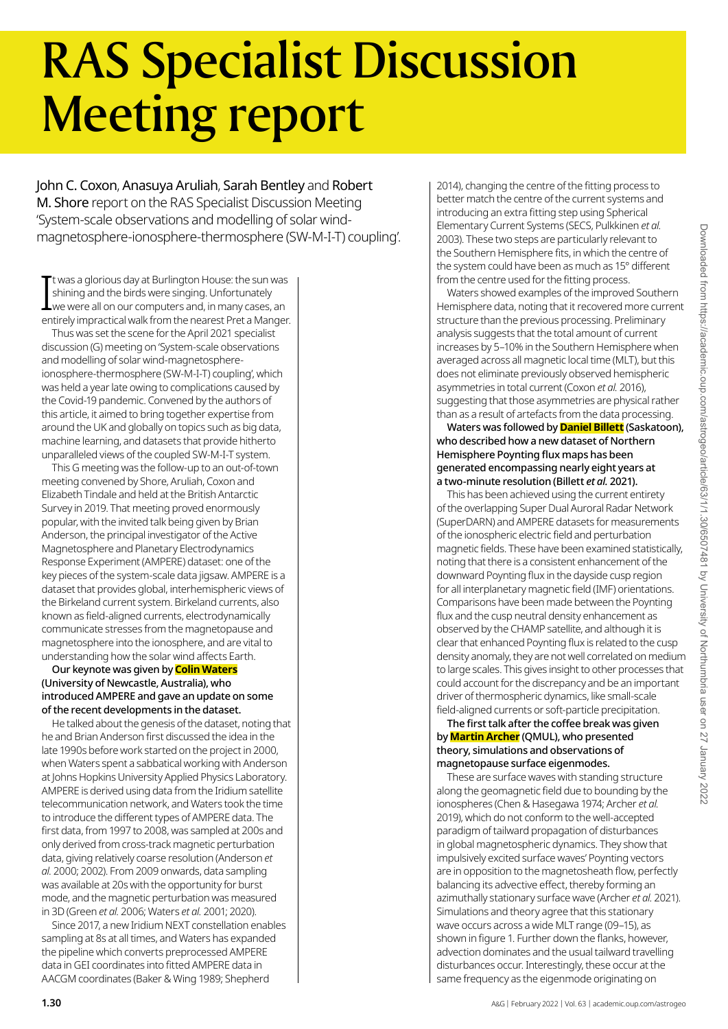# RAS Specialist Discussion Meeting report

John C. Coxon, Anasuya Aruliah, Sarah Bentley and Robert M. Shore report on the RAS Specialist Discussion Meeting 'System-scale observations and modelling of solar wind-magnetosphere-ionosphere-thermosphere (SW-M-I-T) coupling'.

It was a glorious day at Burlington House: the sun was shining and the birds were singing. Unfortunately we were all on our computers and, in many cases, an entirely impractical walk from the nearest Pret a Manger.

Thus was set the scene for the April 2021 specialist discussion (G) meeting on 'System-scale observations and modelling of solar wind-magnetosphere-ionosphere-thermosphere (SW-M-I-T) coupling', which was held a year late owing to complications caused by the Covid-19 pandemic. Convened by the authors of this article, it aimed to bring together expertise from around the UK and globally on topics such as big data, machine learning, and datasets that provide hitherto unparalleled views of the coupled SW-M-I-T system.

This G meeting was the follow-up to an out-of-town meeting convened by Shore, Aruliah, Coxon and Elizabeth Tindale and held at the British Antarctic Survey in 2019. That meeting proved enormously popular, with the invited talk being given by Brian Anderson, the principal investigator of the Active Magnetosphere and Planetary Electrodynamics Response Experiment (AMPERE) dataset: one of the key pieces of the system-scale data jigsaw. AMPERE is a dataset that provides global, interhemispheric views of the Birkeland current system. Birkeland currents, also known as field-aligned currents, electrodynamically communicate stresses from the magnetopause and magnetosphere into the ionosphere, and are vital to understanding how the solar wind affects Earth.

**Our keynote was given by Colin Waters (University of Newcastle, Australia), who introduced AMPERE and gave an update on some of the recent developments in the dataset.**

He talked about the genesis of the dataset, noting that he and Brian Anderson first discussed the idea in the late 1990s before work started on the project in 2000, when Waters spent a sabbatical working with Anderson at Johns Hopkins University Applied Physics Laboratory. AMPERE is derived using data from the Iridium satellite telecommunication network, and Waters took the time to introduce the different types of AMPERE data. The first data, from 1997 to 2008, was sampled at 200s and only derived from cross-track magnetic perturbation data, giving relatively coarse resolution (Anderson *et al.* 2000; 2002). From 2009 onwards, data sampling was available at 20s with the opportunity for burst mode, and the magnetic perturbation was measured in 3D (Green *et al.* 2006; Waters *et al.* 2001; 2020).

Since 2017, a new Iridium NEXT constellation enables sampling at 8s at all times, and Waters has expanded the pipeline which converts preprocessed AMPERE data in GEI coordinates into fitted AMPERE data in AACGM coordinates (Baker & Wing 1989; Shepherd 2014), changing the centre of the fitting process to better match the centre of the current systems and introducing an extra fitting step using Spherical Elementary Current Systems (SECS, Pulkkinen *et al.* 2003). These two steps are particularly relevant to the Southern Hemisphere fits, in which the centre of the system could have been as much as 15° different from the centre used for the fitting process.

Waters showed examples of the improved Southern Hemisphere data, noting that it recovered more current structure than the previous processing. Preliminary analysis suggests that the total amount of current increases by 5–10% in the Southern Hemisphere when averaged across all magnetic local time (MLT), but this does not eliminate previously observed hemispheric asymmetries in total current (Coxon *et al.* 2016), suggesting that those asymmetries are physical rather than as a result of artefacts from the data processing.

**Waters was followed by Daniel Billett (Saskatoon), who described how a new dataset of Northern Hemisphere Poynting flux maps has been generated encompassing nearly eight years at a two-minute resolution (Billett *et al.* 2021).**

This has been achieved using the current entirety of the overlapping Super Dual Auroral Radar Network (SuperDARN) and AMPERE datasets for measurements of the ionospheric electric field and perturbation magnetic fields. These have been examined statistically, noting that there is a consistent enhancement of the downward Poynting flux in the dayside cusp region for all interplanetary magnetic field (IMF) orientations. Comparisons have been made between the Poynting flux and the cusp neutral density enhancement as observed by the CHAMP satellite, and although it is clear that enhanced Poynting flux is related to the cusp density anomaly, they are not well correlated on medium to large scales. This gives insight to other processes that could account for the discrepancy and be an important driver of thermospheric dynamics, like small-scale field-aligned currents or soft-particle precipitation.

**The first talk after the coffee break was given by Martin Archer (QMUL), who presented theory, simulations and observations of magnetopause surface eigenmodes.**

These are surface waves with standing structure along the geomagnetic field due to bounding by the ionospheres (Chen & Hasegawa 1974; Archer *et al.* 2019), which do not conform to the well-accepted paradigm of tailward propagation of disturbances in global magnetospheric dynamics. They show that impulsively excited surface waves' Poynting vectors are in opposition to the magnetosheath flow, perfectly balancing its advective effect, thereby forming an azimuthally stationary surface wave (Archer *et al.* 2021). Simulations and theory agree that this stationary wave occurs across a wide MLT range (09–15), as shown in figure 1. Further down the flanks, however, advection dominates and the usual tailward travelling disturbances occur. Interestingly, these occur at the same frequency as the eigenmode originating on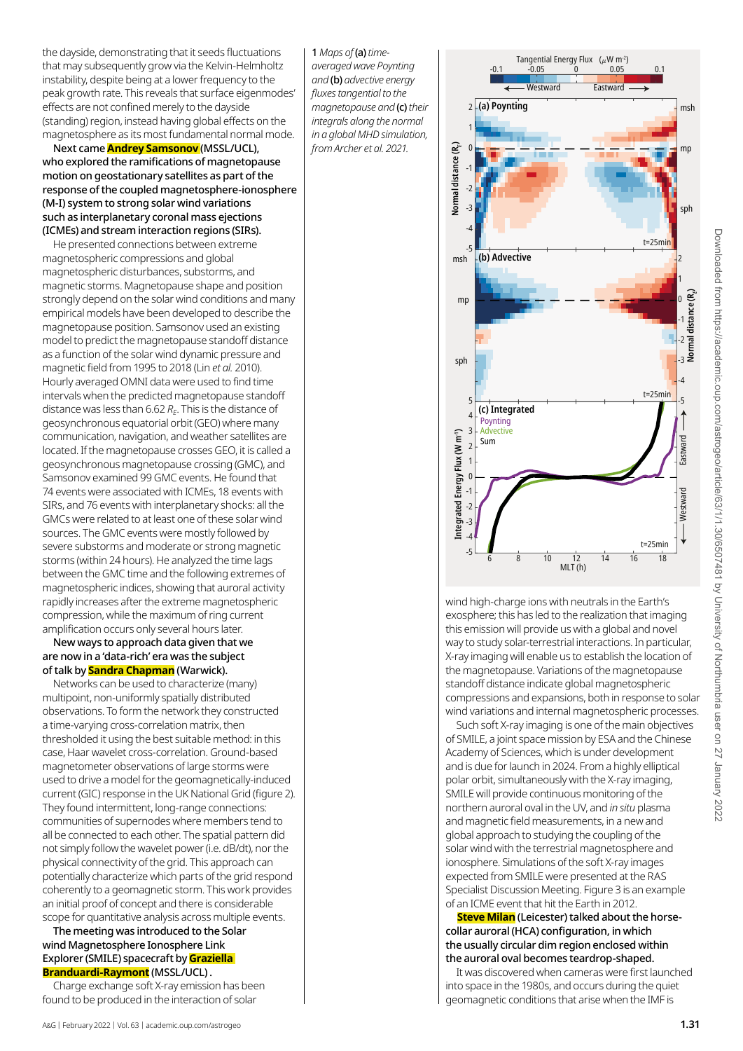the dayside, demonstrating that it seeds fluctuations that may subsequently grow via the Kelvin-Helmholtz instability, despite being at a lower frequency to the peak growth rate. This reveals that surface eigenmodes' effects are not confined merely to the dayside (standing) region, instead having global effects on the magnetosphere as its most fundamental normal mode.

**Next came Andrey Samsonov (MSSL/UCL), who explored the ramifications of magnetopause motion on geostationary satellites as part of the response of the coupled magnetosphere-ionosphere (M-I) system to strong solar wind variations such as interplanetary coronal mass ejections (ICMEs) and stream interaction regions (SIRs).**

He presented connections between extreme magnetospheric compressions and global magnetospheric disturbances, substorms, and magnetic storms. Magnetopause shape and position strongly depend on the solar wind conditions and many empirical models have been developed to describe the magnetopause position. Samsonov used an existing model to predict the magnetopause standoff distance as a function of the solar wind dynamic pressure and magnetic field from 1995 to 2018 (Lin *et al.* 2010). Hourly averaged OMNI data were used to find time intervals when the predicted magnetopause standoff distance was less than 6.62 $R_E$. This is the distance of geosynchronous equatorial orbit (GEO) where many communication, navigation, and weather satellites are located. If the magnetopause crosses GEO, it is called a geosynchronous magnetopause crossing (GMC), and Samsonov examined 99 GMC events. He found that 74 events were associated with ICMEs, 18 events with SIRs, and 76 events with interplanetary shocks: all the GMCs were related to at least one of these solar wind sources. The GMC events were mostly followed by severe substorms and moderate or strong magnetic storms (within 24 hours). He analyzed the time lags between the GMC time and the following extremes of magnetospheric indices, showing that auroral activity rapidly increases after the extreme magnetospheric compression, while the maximum of ring current amplification occurs only several hours later.

**New ways to approach data given that we are now in a 'data-rich' era was the subject of talk by Sandra Chapman (Warwick).**

Networks can be used to characterize (many) multipoint, non-uniformly spatially distributed observations. To form the network they constructed a time-varying cross-correlation matrix, then thresholded it using the best suitable method: in this case, Haar wavelet cross-correlation. Ground-based magnetometer observations of large storms were used to drive a model for the geomagnetically-induced current (GIC) response in the UK National Grid (figure 2). They found intermittent, long-range connections: communities of supernodes where members tend to all be connected to each other. The spatial pattern did not simply follow the wavelet power (i.e. dB/dt), nor the physical connectivity of the grid. This approach can potentially characterize which parts of the grid respond coherently to a geomagnetic storm. This work provides an initial proof of concept and there is considerable scope for quantitative analysis across multiple events.

**The meeting was introduced to the Solar wind Magnetosphere Ionosphere Link Explorer (SMILE) spacecraft by Graziella Branduardi-Raymont (MSSL/UCL).**

Charge exchange soft X-ray emission has been found to be produced in the interaction of solar wind high-charge ions with neutrals in the Earth's exosphere; this has led to the realization that imaging this emission will provide us with a global and novel way to study solar-terrestrial interactions. In particular, X-ray imaging will enable us to establish the location of the magnetopause. Variations of the magnetopause standoff distance indicate global magnetospheric compressions and expansions, both in response to solar wind variations and internal magnetospheric processes.

Such soft X-ray imaging is one of the main objectives of SMILE, a joint space mission by ESA and the Chinese Academy of Sciences, which is under development and is due for launch in 2024. From a highly elliptical polar orbit, simultaneously with the X-ray imaging, SMILE will provide continuous monitoring of the northern auroral oval in the UV, and *in situ* plasma and magnetic field measurements, in a new and global approach to studying the coupling of the solar wind with the terrestrial magnetosphere and ionosphere. Simulations of the soft X-ray images expected from SMILE were presented at the RAS Specialist Discussion Meeting. Figure 3 is an example of an ICME event that hit the Earth in 2012.

**Steve Milan (Leicester) talked about the horse-collar auroral (HCA) configuration, in which the usually circular dim region enclosed within the auroral oval becomes teardrop-shaped.**

It was discovered when cameras were first launched into space in the 1980s, and occurs during the quiet geomagnetic conditions that arise when the IMF is

**1** *Maps of* **(a)** *time-averaged wave Poynting and* **(b)** *advective energy fluxes tangential to the magnetopause and* **(c)** *their integrals along the normal in a global MHD simulation, from Archer et al. 2021.*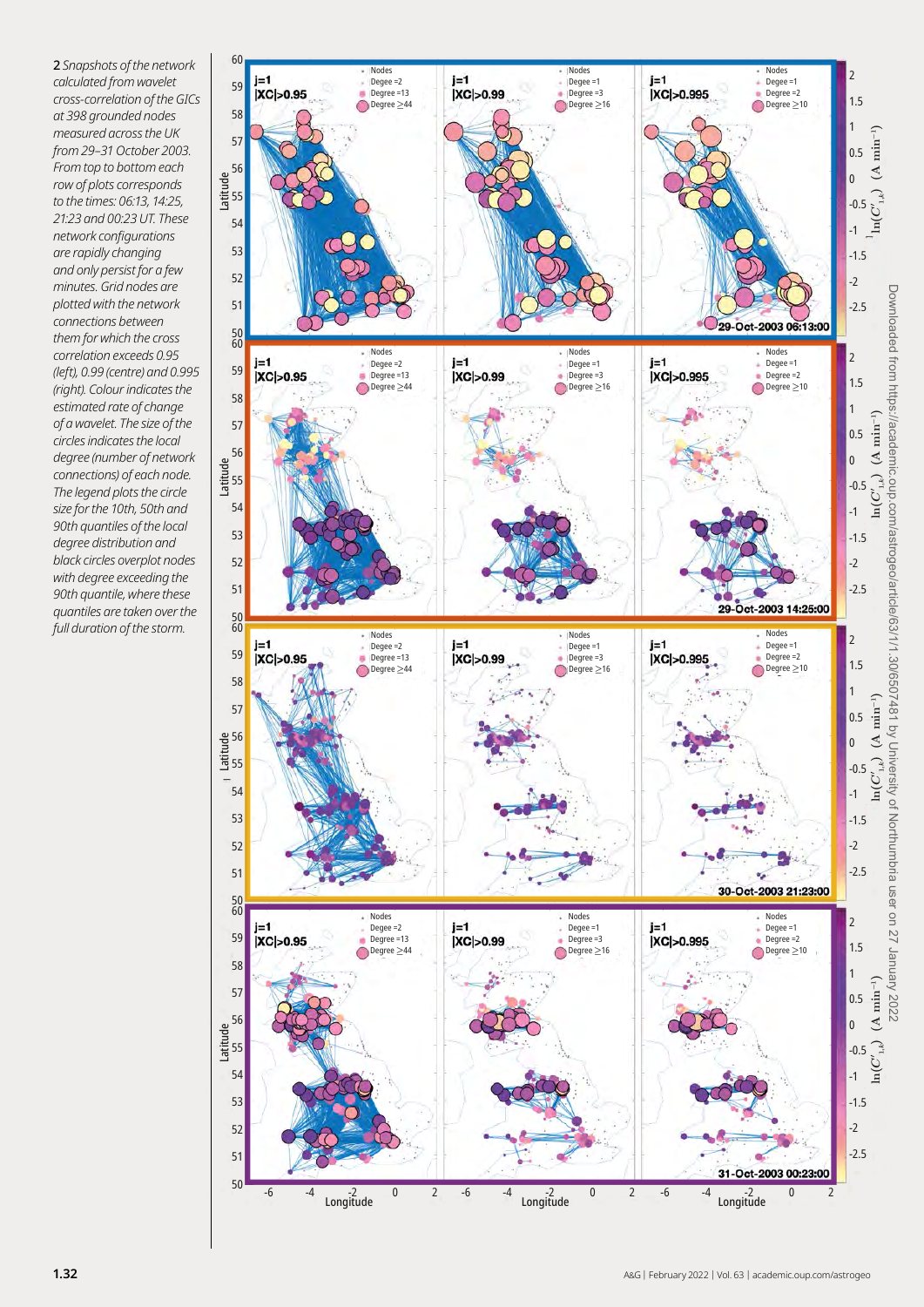**2** *Snapshots of the network calculated from wavelet cross-correlation of the GICs at 398 grounded nodes measured across the UK from 29–31 October 2003. From top to bottom each row of plots corresponds to the times: 06:13, 14:25, 21:23 and 00:23 UT. These network configurations are rapidly changing and only persist for a few minutes. Grid nodes are plotted with the network connections between them for which the cross correlation exceeds 0.95 (left), 0.99 (centre) and 0.995 (right). Colour indicates the estimated rate of change of a wavelet. The size of the circles indicates the local degree (number of network connections) of each node. The legend plots the circle size for the 10th, 50th and 90th quantiles of the local degree distribution and black circles overplot nodes with degree exceeding the 90th quantile, where these quantiles are taken over the full duration of the storm.*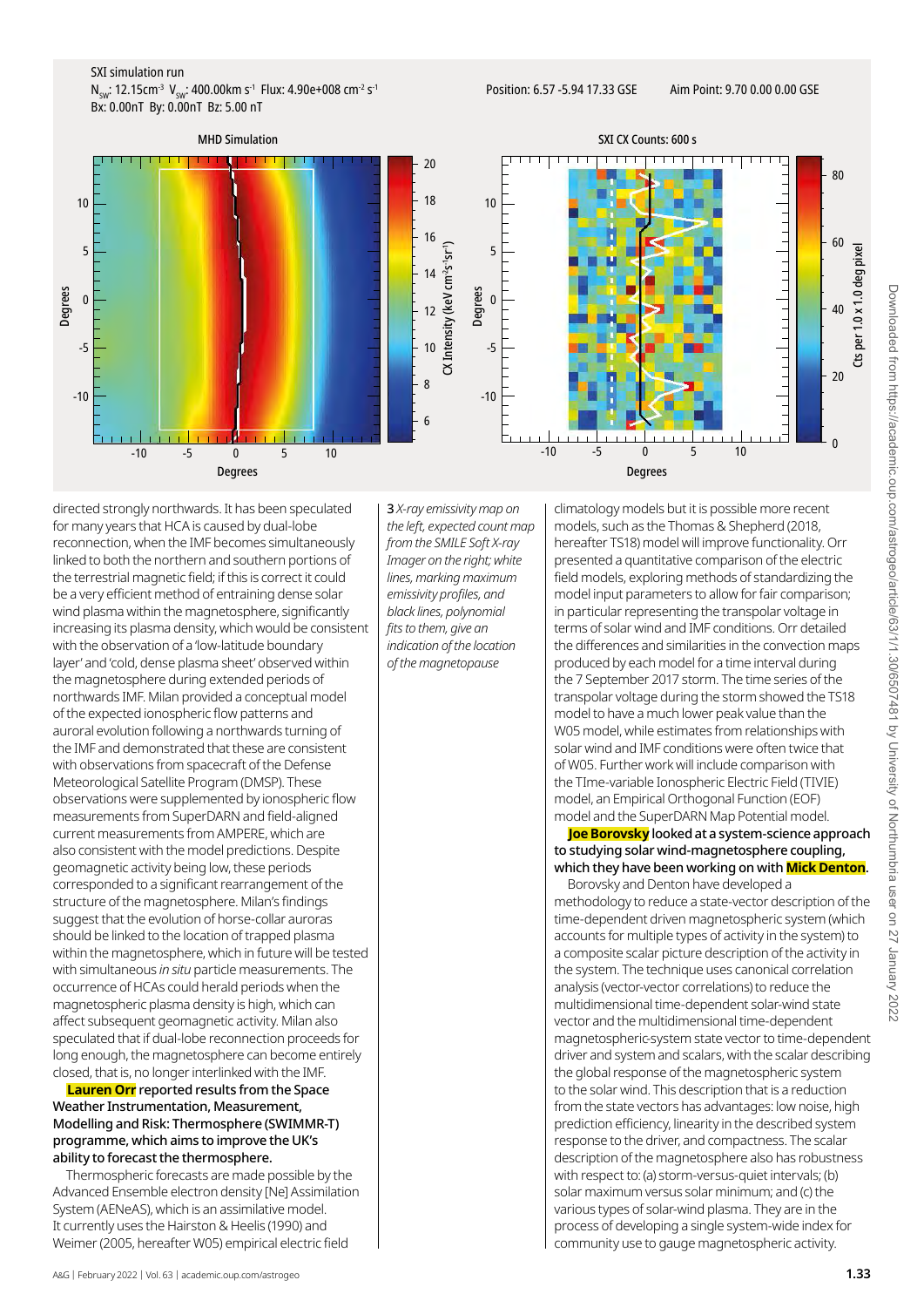directed strongly northwards. It has been speculated for many years that HCA is caused by dual-lobe reconnection, when the IMF becomes simultaneously linked to both the northern and southern portions of the terrestrial magnetic field; if this is correct it could be a very efficient method of entraining dense solar wind plasma within the magnetosphere, significantly increasing its plasma density, which would be consistent with the observation of a 'low-latitude boundary layer' and 'cold, dense plasma sheet' observed within the magnetosphere during extended periods of northwards IMF. Milan provided a conceptual model of the expected ionospheric flow patterns and auroral evolution following a northwards turning of the IMF and demonstrated that these are consistent with observations from spacecraft of the Defense Meteorological Satellite Program (DMSP). These observations were supplemented by ionospheric flow measurements from SuperDARN and field-aligned current measurements from AMPERE, which are also consistent with the model predictions. Despite geomagnetic activity being low, these periods corresponded to a significant rearrangement of the structure of the magnetosphere. Milan's findings suggest that the evolution of horse-collar auroras should be linked to the location of trapped plasma within the magnetosphere, which in future will be tested with simultaneous *in situ* particle measurements. The occurrence of HCAs could herald periods when the magnetospheric plasma density is high, which can affect subsequent geomagnetic activity. Milan also speculated that if dual-lobe reconnection proceeds for long enough, the magnetosphere can become entirely closed, that is, no longer interlinked with the IMF.

**Lauren Orr reported results from the Space Weather Instrumentation, Measurement, Modelling and Risk: Thermosphere (SWIMMR-T) programme, which aims to improve the UK's ability to forecast the thermosphere.**

Thermospheric forecasts are made possible by the Advanced Ensemble electron density [Ne] Assimilation System (AENeAS), which is an assimilative model. It currently uses the Hairston & Heelis (1990) and Weimer (2005, hereafter W05) empirical electric field climatology models but it is possible more recent models, such as the Thomas & Shepherd (2018, hereafter TS18) model will improve functionality. Orr presented a quantitative comparison of the electric field models, exploring methods of standardizing the model input parameters to allow for fair comparison; in particular representing the transpolar voltage in terms of solar wind and IMF conditions. Orr detailed the differences and similarities in the convection maps produced by each model for a time interval during the 7 September 2017 storm. The time series of the transpolar voltage during the storm showed the TS18 model to have a much lower peak value than the W05 model, while estimates from relationships with solar wind and IMF conditions were often twice that of W05. Further work will include comparison with the TIme-variable Ionospheric Electric Field (TIVIE) model, an Empirical Orthogonal Function (EOF) model and the SuperDARN Map Potential model.

**Joe Borovsky looked at a system-science approach to studying solar wind-magnetosphere coupling, which they have been working on with Mick Denton.**

Borovsky and Denton have developed a methodology to reduce a state-vector description of the time-dependent driven magnetospheric system (which accounts for multiple types of activity in the system) to a composite scalar picture description of the activity in the system. The technique uses canonical correlation analysis (vector-vector correlations) to reduce the multidimensional time-dependent solar-wind state vector and the multidimensional time-dependent magnetospheric-system state vector to time-dependent driver and system scalars, with the scalar describing the global response of the magnetospheric system to the solar wind. This description that is a reduction from the state vectors has advantages: low noise, high prediction efficiency, linearity in the described system response to the driver, and compactness. The scalar description of the magnetosphere also has robustness with respect to: (a) storm-versus-quiet intervals; (b) solar maximum versus solar minimum; and (c) the various types of solar-wind plasma. They are in the process of developing a single system-wide index for community use to gauge magnetospheric activity.

3 *X-ray emissivity map on the left, expected count map from the SMILE Soft X-ray Imager on the right; white lines, marking maximum emissivity profiles, and black lines, polynomial fits to them, give an indication of the location of the magnetopause*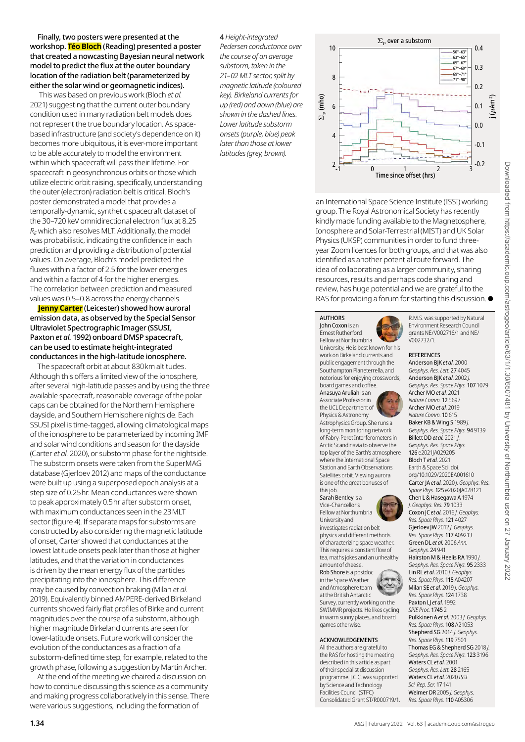**Finally, two posters were presented at the workshop. Téo Bloch (Reading) presented a poster that created a nowcasting Bayesian neural network model to predict the flux at the outer boundary location of the radiation belt (parameterized by either the solar wind or geomagnetic indices).**

This was based on previous work (Bloch *et al.* 2021) suggesting that the current outer boundary condition used in many radiation belt models does not represent the true boundary location. As space-based infrastructure (and society's dependence on it) becomes more ubiquitous, it is ever-more important to be able accurately to model the environment within which spacecraft will pass their lifetime. For spacecraft in geosynchronous orbits or those which utilize electric orbit raising, specifically, understanding the outer (electron) radiation belt is critical. Bloch's poster demonstrated a model that provides a temporally-dynamic, synthetic spacecraft dataset of the 30–720 keV omnidirectional electron flux at 8.25 $R_E$ which also resolves MLT. Additionally, the model was probabilistic, indicating the confidence in each prediction and providing a distribution of potential values. On average, Bloch's model predicted the fluxes within a factor of 2.5 for the lower energies and within a factor of 4 for the higher energies. The correlation between prediction and measured values was 0.5–0.8 across the energy channels.

**Jenny Carter (Leicester) showed how auroral emission data, as observed by the Special Sensor Ultraviolet Spectrographic Imager (SSUSI, Paxton *et al.* 1992) onboard DMSP spacecraft, can be used to estimate height-integrated conductances in the high-latitude ionosphere.**

The spacecraft orbit at about 830 km altitudes. Although this offers a limited view of the ionosphere, after several high-latitude passes and by using the three available spacecraft, reasonable coverage of the polar caps can be obtained for the Northern Hemisphere dayside, and Southern Hemisphere nightside. Each SSUSI pixel is time-tagged, allowing climatological maps of the ionosphere to be parameterized by incoming IMF and solar wind conditions and season for the dayside (Carter *et al.* 2020), or substorm phase for the nightside. The substorm onsets were taken from the SuperMAG database (Gjerloev 2012) and maps of the conductance were built up using a superposed epoch analysis at a step size of 0.25 hr. Mean conductances were shown to peak approximately 0.5 hr after substorm onset, with maximum conductances seen in the 23 MLT sector (figure 4). If separate maps for substorms are constructed by also considering the magnetic latitude of onset, Carter showed that conductances at the lowest latitude onsets peak later than those at higher latitudes, and that the variation in conductances is driven by the mean energy flux of the particles precipitating into the ionosphere. This difference may be caused by convection braking (Milan *et al.* 2019). Equivalently binned AMPERE-derived Birkeland currents showed fairly flat profiles of Birkeland current magnitudes over the course of a substorm, although higher magnitude Birkeland currents are seen for lower-latitude onsets. Future work will consider the evolution of the conductances as a fraction of a substorm-defined time step, for example, related to the growth phase, following a suggestion by Martin Archer.

At the end of the meeting we chaired a discussion on how to continue discussing this science as a community and making progress collaboratively in this sense. There were various suggestions, including the formation of an International Space Science Institute (ISSI) working group. The Royal Astronomical Society has recently kindly made funding available to the Magnetosphere, Ionosphere and Solar-Terrestrial (MIST) and UK Solar Physics (UKSP) communities in order to fund three-year Zoom licences for both groups, and that was also identified as another potential route forward. The idea of collaborating as a larger community, sharing resources, results and perhaps code sharing and review, has huge potential and we are grateful to the RAS for providing a forum for starting this discussion. ●

$\Sigma_P$ over a substorm

$\Sigma_P$ (mho)

j ($\mu$Am$^{-2}$)

Time since offset (hrs)

50°–63°
63°–65°
65°–67°
67°–69°
69°–71°
71°–90°

**4** *Height-integrated Pedersen conductance over the course of an average substorm, taken in the 21–02 MLT sector, split by magnetic latitude (coloured key). Birkeland currents for up (red) and down (blue) are shown in the dashed lines. Lower latitude substorm onsets (purple, blue) peak later than those at lower latitudes (grey, brown).*

## AUTHORS

**John Coxon** is an Ernest Rutherford Fellow at Northumbria University. He is best known for his work on Birkeland currents and public engagement through the Southampton Planeterrella, and notorious for enjoying crosswords, board games and coffee.

**Anasuya Aruliah** is an Associate Professor in the UCL Department of Physics & Astronomy Astrophysics Group. She runs a long-term monitoring network of Fabry-Perot Interferometers in Arctic Scandinavia to observe the top layer of the Earth's atmosphere where the International Space Station and Earth Observations Satellites orbit. Viewing aurora is one of the great bonuses of this job.

**Sarah Bentley** is a Vice-Chancellor's Fellow at Northumbria University and investigates radiation belt physics and different methods of characterizing space weather. This requires a constant flow of tea, maths jokes and an unhealthy amount of cheese.

**Rob Shore** is a postdoc in the Space Weather and Atmosphere team at the British Antarctic Survey, currently working on the SWIMMR projects. He likes cycling in warm sunny places, and board games otherwise.

## ACKNOWLEDGEMENTS

All the authors are grateful to the RAS for hosting the meeting described in this article as part of their specialist discussion programme. J.C.C. was supported by Science and Technology Facilities Council (STFC) Consolidated Grant ST/R000719/1. R.M.S. was supported by Natural Environment Research Council grants NE/V002716/1 and NE/V002732/1.

## REFERENCES

Anderson BJK *et al.* 2000 *Geophys. Res. Lett.* **27** 4045
Anderson BJK *et al.* 2002 *J. Geophys. Res. Space Phys.* **107** 1079
Archer MO *et al.* 2021 *Nature Comm.* **12** 5697
Archer MO *et al.* 2019 *Nature Comm.* **10** 615
Baker KB & Wing S 1989 *J. Geophys. Res. Space Phys.* **94** 9139
Billett DD *et al.* 2021 *J. Geophys. Res. Space Phys.* **126** e2021JA029205
Bloch T *et al.* 2021 Earth & Space Sci. doi.org/10.1029/2020EA001610
Carter JA *et al.* 2020 *J. Geophys. Res. Space Phys.* **125** e2020JA028121
Chen L & Hasegawa A 1974 *J. Geophys. Res.* **79** 1033
Coxon JC *et al.* 2016 *J. Geophys. Res. Space Phys.* **121** 4027
Gjerloev JW 2012 *J. Geophys. Res. Space Phys.* **117** A09213
Green DL *et al.* 2006 *Ann. Geophys.* **24** 941
Hairston M & Heelis RA 1990 *J. Geophys. Res. Space Phys.* **95** 2333
Lin RL *et al.* 2010 *J. Geophys. Res. Space Phys.* **115** A04207
Milan SE *et al.* 2019 *J. Geophys. Res. Space Phys.* **124** 1738
Paxton LJ *et al.* 1992 *SPIE Proc.* **1745** 2
Pulkkinen A *et al.* 2003 *J. Geophys. Res. Space Phys.* **108** A21053
Shepherd SG 2014 *J. Geophys. Res. Space Phys.* **119** 7501
Thomas EG & Shepherd SG 2018 *J. Geophys. Res. Space Phys.* **123** 3196
Waters CL *et al.* 2001 *Geophys. Res. Lett.* **28** 2165
Waters CL *et al.* 2020 *ISSI Sci. Rep. Ser.* **17** 141
Weimer DR 2005 *J. Geophys. Res. Space Phys.* **110** A05306